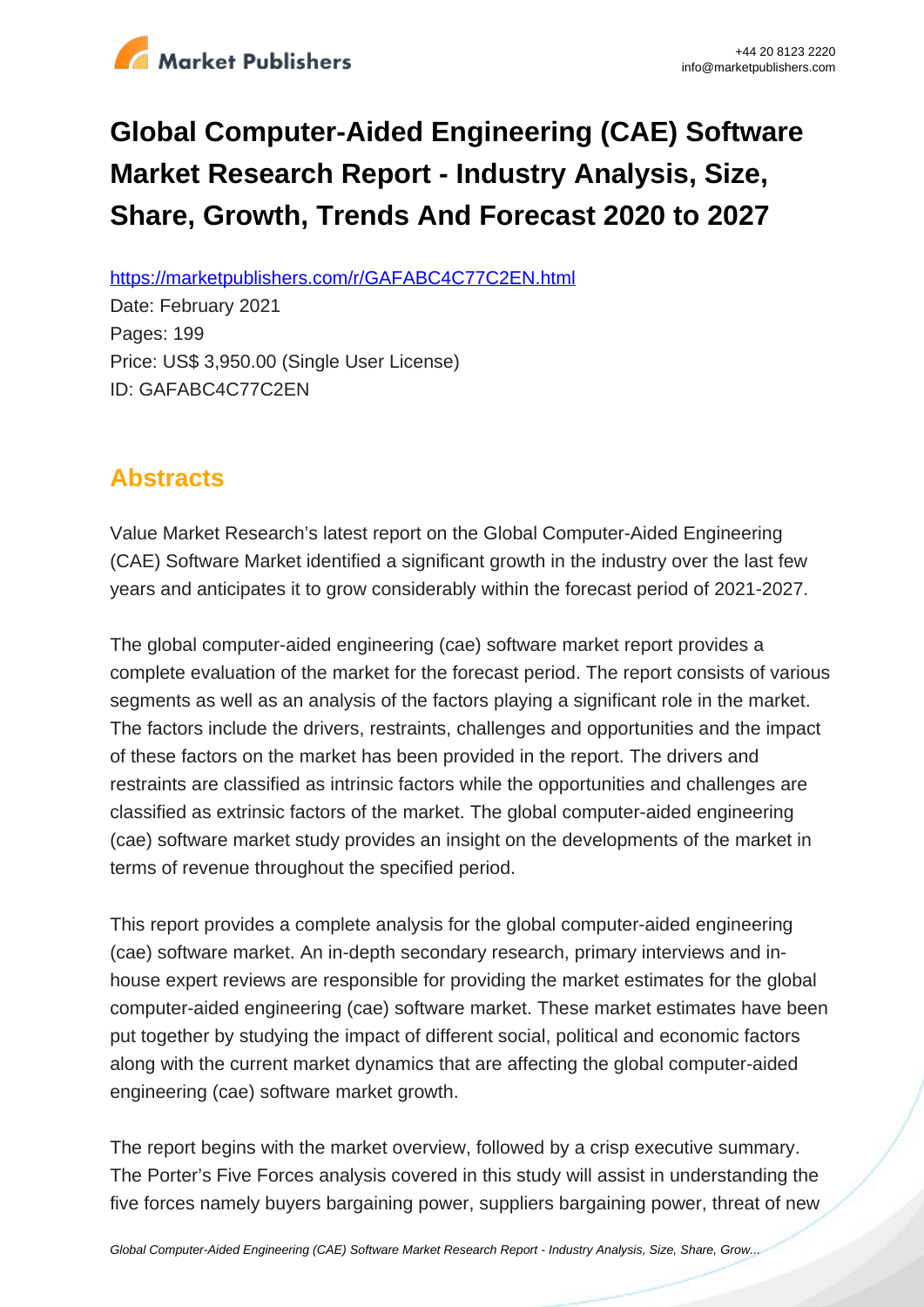# Global Computer-Aided Engineering (CAE) Software Market Research Report - Industry Analysis, Size, Share, Growth, Trends And Forecast 2020 to 2027

https://marketpublishers.com/r/GAFABC4C77C2EN.html

Date: February 2021

Pages: 199

Price: US$ 3,950.00 (Single User License)

ID: GAFABC4C77C2EN

## Abstracts

Value Market Research's latest report on the Global Computer-Aided Engineering (CAE) Software Market identified a significant growth in the industry over the last few years and anticipates it to grow considerably within the forecast period of 2021-2027.

The global computer-aided engineering (cae) software market report provides a complete evaluation of the market for the forecast period. The report consists of various segments as well as an analysis of the factors playing a significant role in the market. The factors include the drivers, restraints, challenges and opportunities and the impact of these factors on the market has been provided in the report. The drivers and restraints are classified as intrinsic factors while the opportunities and challenges are classified as extrinsic factors of the market. The global computer-aided engineering (cae) software market study provides an insight on the developments of the market in terms of revenue throughout the specified period.

This report provides a complete analysis for the global computer-aided engineering (cae) software market. An in-depth secondary research, primary interviews and in-house expert reviews are responsible for providing the market estimates for the global computer-aided engineering (cae) software market. These market estimates have been put together by studying the impact of different social, political and economic factors along with the current market dynamics that are affecting the global computer-aided engineering (cae) software market growth.

The report begins with the market overview, followed by a crisp executive summary. The Porter's Five Forces analysis covered in this study will assist in understanding the five forces namely buyers bargaining power, suppliers bargaining power, threat of new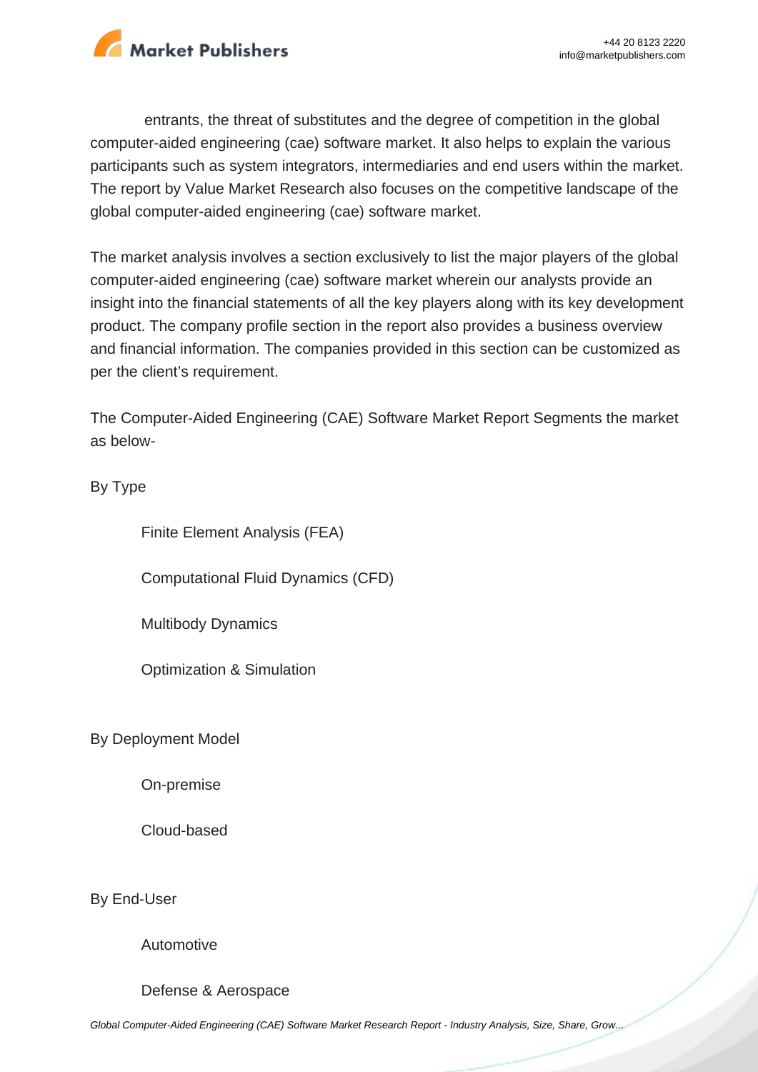entrants, the threat of substitutes and the degree of competition in the global computer-aided engineering (cae) software market. It also helps to explain the various participants such as system integrators, intermediaries and end users within the market. The report by Value Market Research also focuses on the competitive landscape of the global computer-aided engineering (cae) software market.

The market analysis involves a section exclusively to list the major players of the global computer-aided engineering (cae) software market wherein our analysts provide an insight into the financial statements of all the key players along with its key development product. The company profile section in the report also provides a business overview and financial information. The companies provided in this section can be customized as per the client's requirement.

The Computer-Aided Engineering (CAE) Software Market Report Segments the market as below-

By Type

- Finite Element Analysis (FEA)
- Computational Fluid Dynamics (CFD)
- Multibody Dynamics
- Optimization & Simulation

By Deployment Model

- On-premise
- Cloud-based

By End-User

- Automotive
- Defense & Aerospace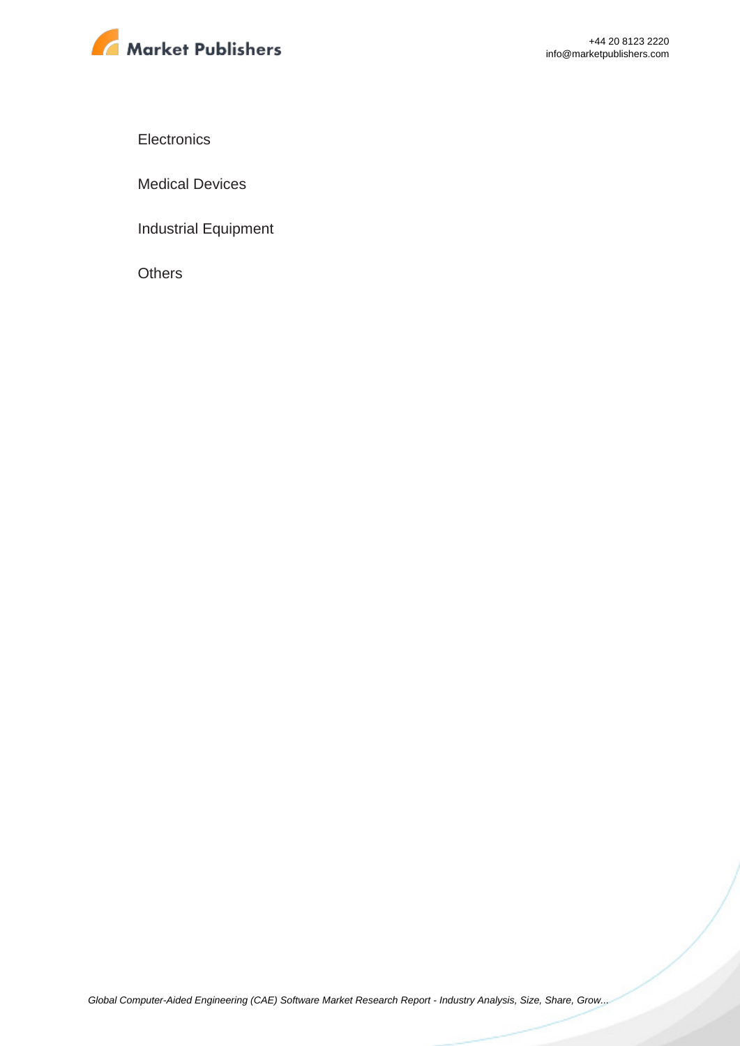Electronics

Medical Devices

Industrial Equipment

Others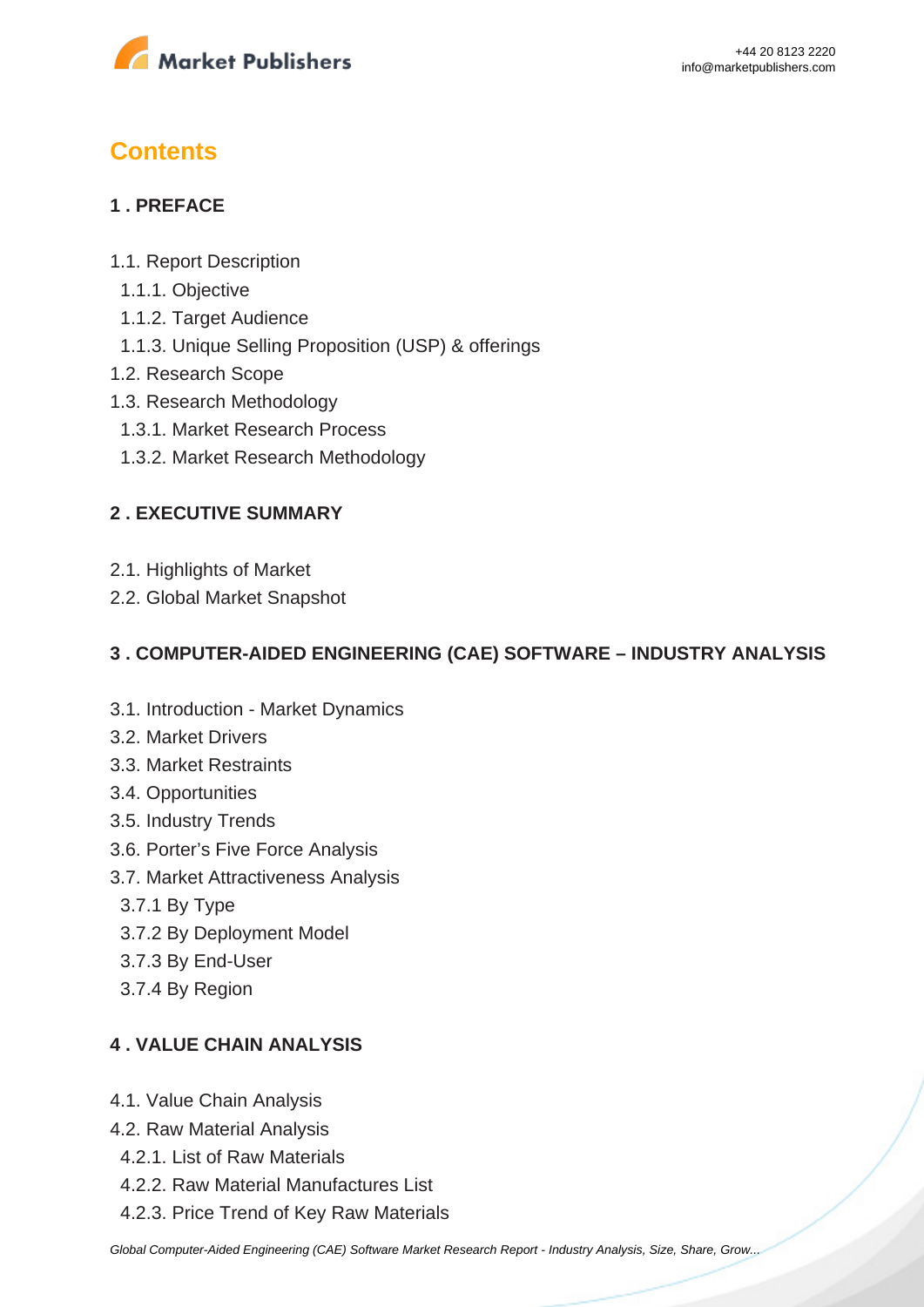## Contents

### 1 . PREFACE

1.1. Report Description
  1.1.1. Objective
  1.1.2. Target Audience
  1.1.3. Unique Selling Proposition (USP) & offerings
1.2. Research Scope
1.3. Research Methodology
  1.3.1. Market Research Process
  1.3.2. Market Research Methodology

### 2 . EXECUTIVE SUMMARY

2.1. Highlights of Market
2.2. Global Market Snapshot

### 3 . COMPUTER-AIDED ENGINEERING (CAE) SOFTWARE – INDUSTRY ANALYSIS

3.1. Introduction - Market Dynamics
3.2. Market Drivers
3.3. Market Restraints
3.4. Opportunities
3.5. Industry Trends
3.6. Porter's Five Force Analysis
3.7. Market Attractiveness Analysis
  3.7.1 By Type
  3.7.2 By Deployment Model
  3.7.3 By End-User
  3.7.4 By Region

### 4 . VALUE CHAIN ANALYSIS

4.1. Value Chain Analysis
4.2. Raw Material Analysis
  4.2.1. List of Raw Materials
  4.2.2. Raw Material Manufactures List
  4.2.3. Price Trend of Key Raw Materials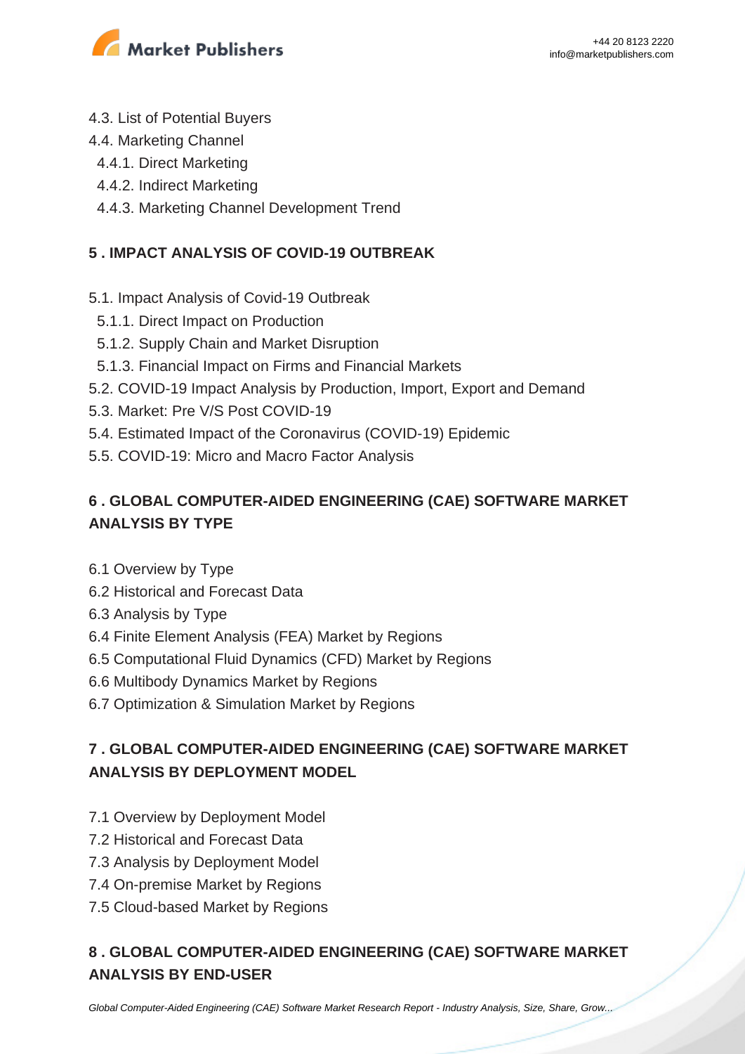4.3. List of Potential Buyers
4.4. Marketing Channel
  4.4.1. Direct Marketing
  4.4.2. Indirect Marketing
  4.4.3. Marketing Channel Development Trend

## 5 . IMPACT ANALYSIS OF COVID-19 OUTBREAK

5.1. Impact Analysis of Covid-19 Outbreak
  5.1.1. Direct Impact on Production
  5.1.2. Supply Chain and Market Disruption
  5.1.3. Financial Impact on Firms and Financial Markets
5.2. COVID-19 Impact Analysis by Production, Import, Export and Demand
5.3. Market: Pre V/S Post COVID-19
5.4. Estimated Impact of the Coronavirus (COVID-19) Epidemic
5.5. COVID-19: Micro and Macro Factor Analysis

## 6 . GLOBAL COMPUTER-AIDED ENGINEERING (CAE) SOFTWARE MARKET ANALYSIS BY TYPE

6.1 Overview by Type
6.2 Historical and Forecast Data
6.3 Analysis by Type
6.4 Finite Element Analysis (FEA) Market by Regions
6.5 Computational Fluid Dynamics (CFD) Market by Regions
6.6 Multibody Dynamics Market by Regions
6.7 Optimization & Simulation Market by Regions

## 7 . GLOBAL COMPUTER-AIDED ENGINEERING (CAE) SOFTWARE MARKET ANALYSIS BY DEPLOYMENT MODEL

7.1 Overview by Deployment Model
7.2 Historical and Forecast Data
7.3 Analysis by Deployment Model
7.4 On-premise Market by Regions
7.5 Cloud-based Market by Regions

## 8 . GLOBAL COMPUTER-AIDED ENGINEERING (CAE) SOFTWARE MARKET ANALYSIS BY END-USER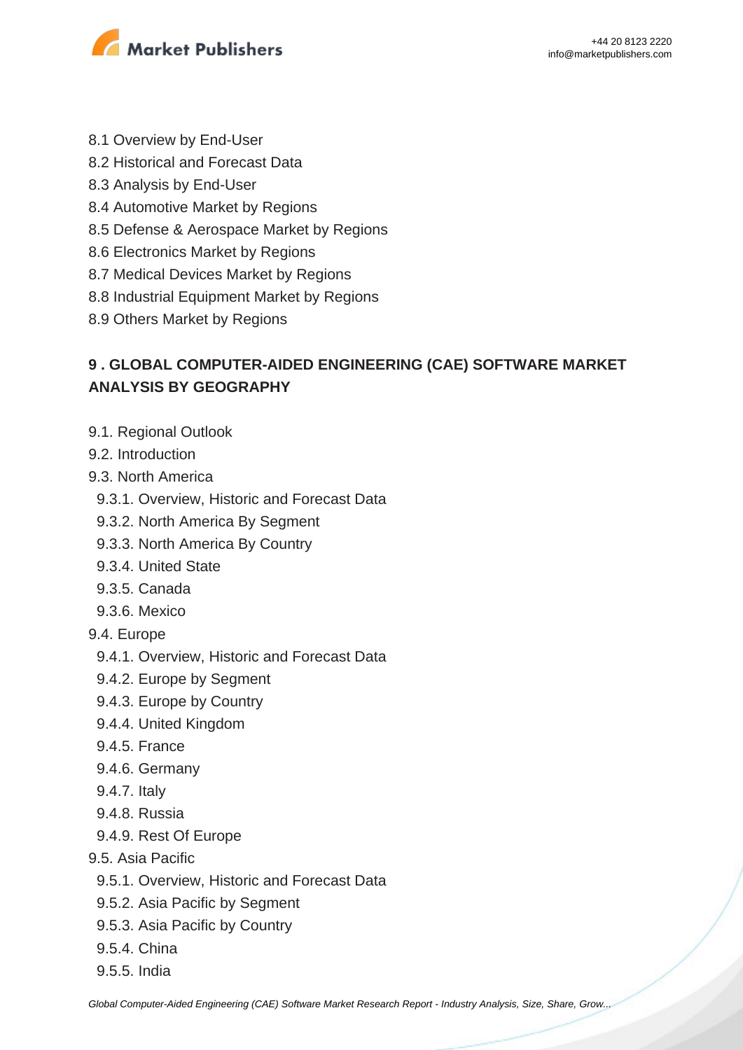8.1 Overview by End-User
8.2 Historical and Forecast Data
8.3 Analysis by End-User
8.4 Automotive Market by Regions
8.5 Defense & Aerospace Market by Regions
8.6 Electronics Market by Regions
8.7 Medical Devices Market by Regions
8.8 Industrial Equipment Market by Regions
8.9 Others Market by Regions

## 9 . GLOBAL COMPUTER-AIDED ENGINEERING (CAE) SOFTWARE MARKET ANALYSIS BY GEOGRAPHY

9.1. Regional Outlook
9.2. Introduction
9.3. North America
  9.3.1. Overview, Historic and Forecast Data
  9.3.2. North America By Segment
  9.3.3. North America By Country
  9.3.4. United State
  9.3.5. Canada
  9.3.6. Mexico
9.4. Europe
  9.4.1. Overview, Historic and Forecast Data
  9.4.2. Europe by Segment
  9.4.3. Europe by Country
  9.4.4. United Kingdom
  9.4.5. France
  9.4.6. Germany
  9.4.7. Italy
  9.4.8. Russia
  9.4.9. Rest Of Europe
9.5. Asia Pacific
  9.5.1. Overview, Historic and Forecast Data
  9.5.2. Asia Pacific by Segment
  9.5.3. Asia Pacific by Country
  9.5.4. China
  9.5.5. India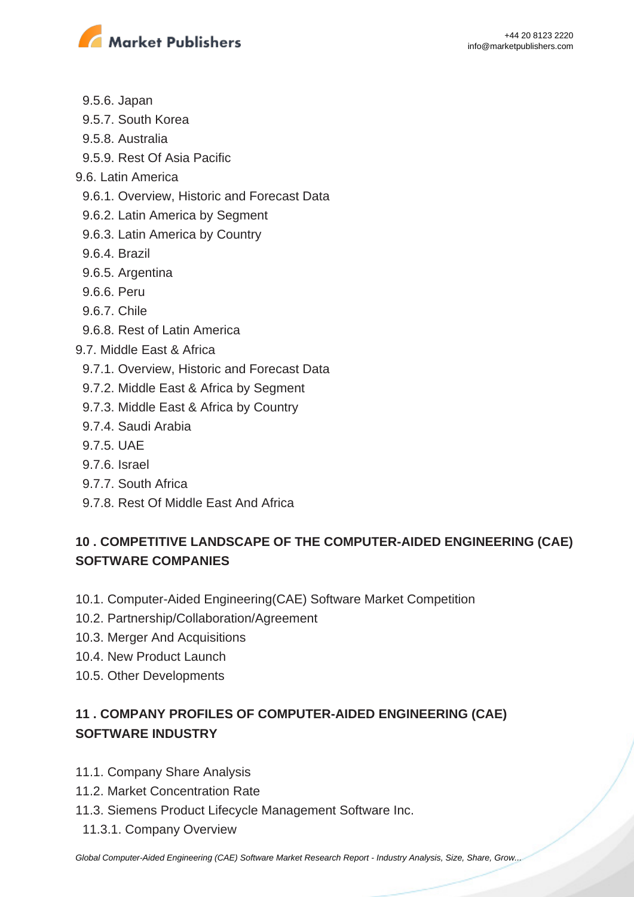- 9.5.6. Japan
- 9.5.7. South Korea
- 9.5.8. Australia
- 9.5.9. Rest Of Asia Pacific

9.6. Latin America

- 9.6.1. Overview, Historic and Forecast Data
- 9.6.2. Latin America by Segment
- 9.6.3. Latin America by Country
- 9.6.4. Brazil
- 9.6.5. Argentina
- 9.6.6. Peru
- 9.6.7. Chile
- 9.6.8. Rest of Latin America

9.7. Middle East & Africa

- 9.7.1. Overview, Historic and Forecast Data
- 9.7.2. Middle East & Africa by Segment
- 9.7.3. Middle East & Africa by Country
- 9.7.4. Saudi Arabia
- 9.7.5. UAE
- 9.7.6. Israel
- 9.7.7. South Africa
- 9.7.8. Rest Of Middle East And Africa

## 10 . COMPETITIVE LANDSCAPE OF THE COMPUTER-AIDED ENGINEERING (CAE) SOFTWARE COMPANIES

10.1. Computer-Aided Engineering(CAE) Software Market Competition
10.2. Partnership/Collaboration/Agreement
10.3. Merger And Acquisitions
10.4. New Product Launch
10.5. Other Developments

## 11 . COMPANY PROFILES OF COMPUTER-AIDED ENGINEERING (CAE) SOFTWARE INDUSTRY

11.1. Company Share Analysis
11.2. Market Concentration Rate
11.3. Siemens Product Lifecycle Management Software Inc.

- 11.3.1. Company Overview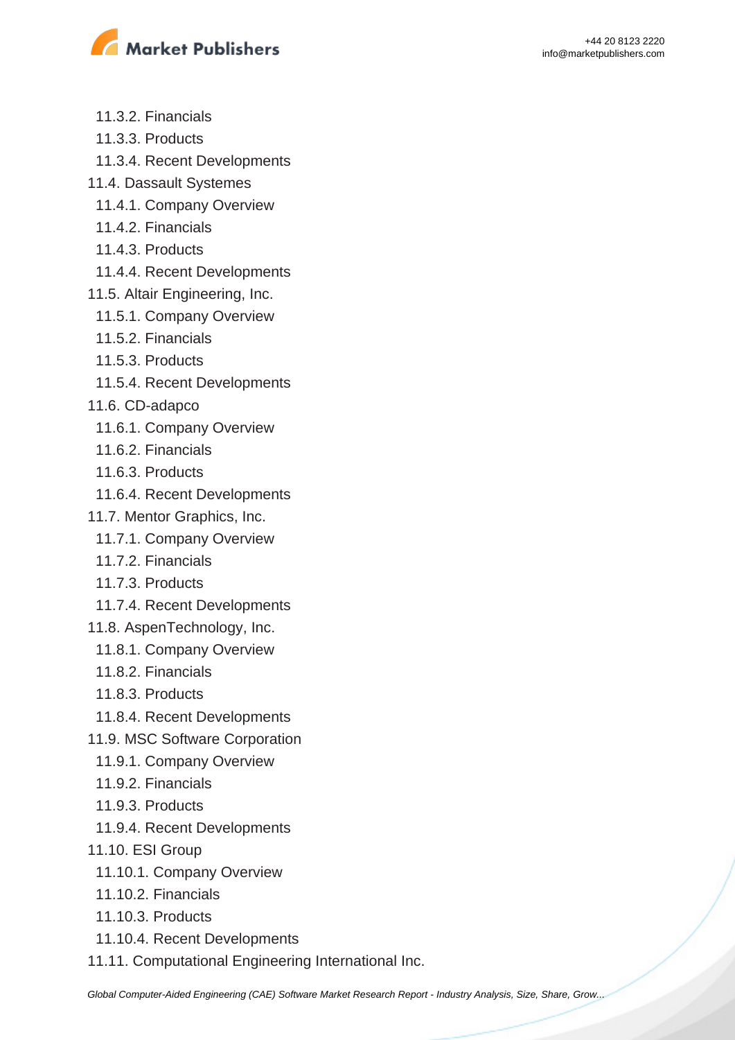- 11.3.2. Financials
- 11.3.3. Products
- 11.3.4. Recent Developments

11.4. Dassault Systemes

- 11.4.1. Company Overview
- 11.4.2. Financials
- 11.4.3. Products
- 11.4.4. Recent Developments

11.5. Altair Engineering, Inc.

- 11.5.1. Company Overview
- 11.5.2. Financials
- 11.5.3. Products
- 11.5.4. Recent Developments

11.6. CD-adapco

- 11.6.1. Company Overview
- 11.6.2. Financials
- 11.6.3. Products
- 11.6.4. Recent Developments

11.7. Mentor Graphics, Inc.

- 11.7.1. Company Overview
- 11.7.2. Financials
- 11.7.3. Products
- 11.7.4. Recent Developments

11.8. AspenTechnology, Inc.

- 11.8.1. Company Overview
- 11.8.2. Financials
- 11.8.3. Products
- 11.8.4. Recent Developments

11.9. MSC Software Corporation

- 11.9.1. Company Overview
- 11.9.2. Financials
- 11.9.3. Products
- 11.9.4. Recent Developments

11.10. ESI Group

- 11.10.1. Company Overview
- 11.10.2. Financials
- 11.10.3. Products
- 11.10.4. Recent Developments

11.11. Computational Engineering International Inc.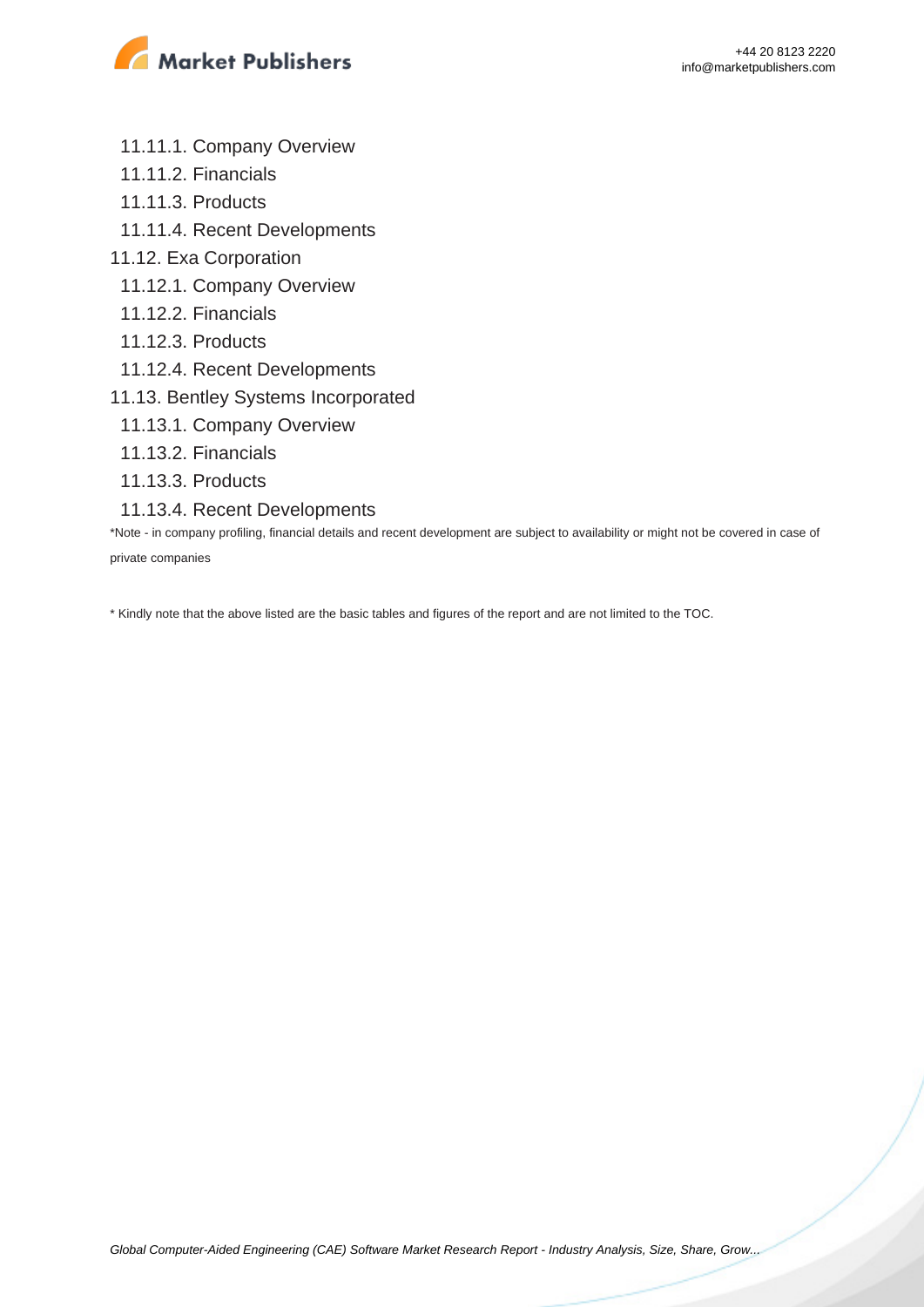- 11.11.1. Company Overview
- 11.11.2. Financials
- 11.11.3. Products
- 11.11.4. Recent Developments

11.12. Exa Corporation

- 11.12.1. Company Overview
- 11.12.2. Financials
- 11.12.3. Products
- 11.12.4. Recent Developments

11.13. Bentley Systems Incorporated

- 11.13.1. Company Overview
- 11.13.2. Financials
- 11.13.3. Products
- 11.13.4. Recent Developments

*Note - in company profiling, financial details and recent development are subject to availability or might not be covered in case of private companies

* Kindly note that the above listed are the basic tables and figures of the report and are not limited to the TOC.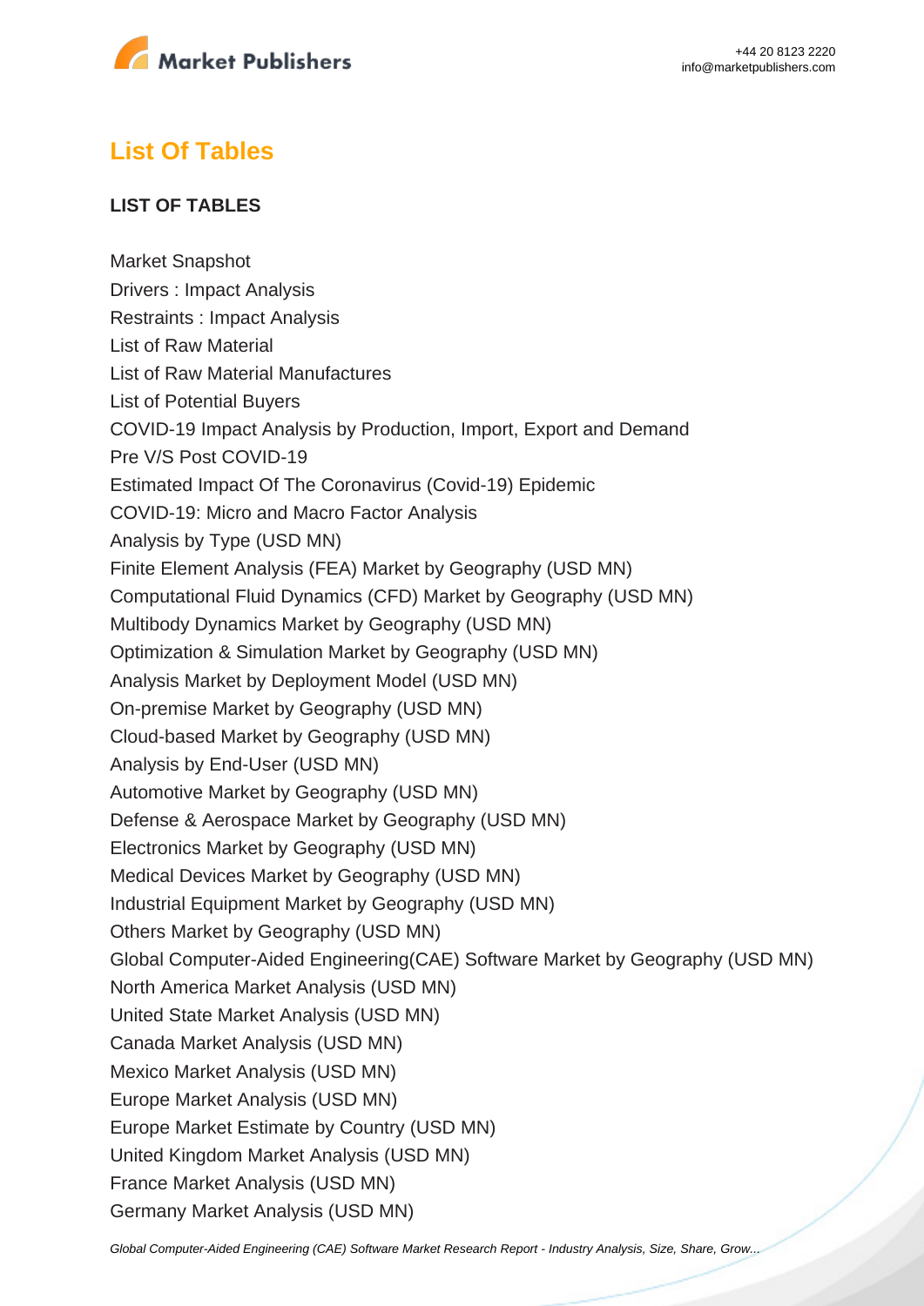## List Of Tables

**LIST OF TABLES**

Market Snapshot
Drivers : Impact Analysis
Restraints : Impact Analysis
List of Raw Material
List of Raw Material Manufactures
List of Potential Buyers
COVID-19 Impact Analysis by Production, Import, Export and Demand
Pre V/S Post COVID-19
Estimated Impact Of The Coronavirus (Covid-19) Epidemic
COVID-19: Micro and Macro Factor Analysis
Analysis by Type (USD MN)
Finite Element Analysis (FEA) Market by Geography (USD MN)
Computational Fluid Dynamics (CFD) Market by Geography (USD MN)
Multibody Dynamics Market by Geography (USD MN)
Optimization & Simulation Market by Geography (USD MN)
Analysis Market by Deployment Model (USD MN)
On-premise Market by Geography (USD MN)
Cloud-based Market by Geography (USD MN)
Analysis by End-User (USD MN)
Automotive Market by Geography (USD MN)
Defense & Aerospace Market by Geography (USD MN)
Electronics Market by Geography (USD MN)
Medical Devices Market by Geography (USD MN)
Industrial Equipment Market by Geography (USD MN)
Others Market by Geography (USD MN)
Global Computer-Aided Engineering(CAE) Software Market by Geography (USD MN)
North America Market Analysis (USD MN)
United State Market Analysis (USD MN)
Canada Market Analysis (USD MN)
Mexico Market Analysis (USD MN)
Europe Market Analysis (USD MN)
Europe Market Estimate by Country (USD MN)
United Kingdom Market Analysis (USD MN)
France Market Analysis (USD MN)
Germany Market Analysis (USD MN)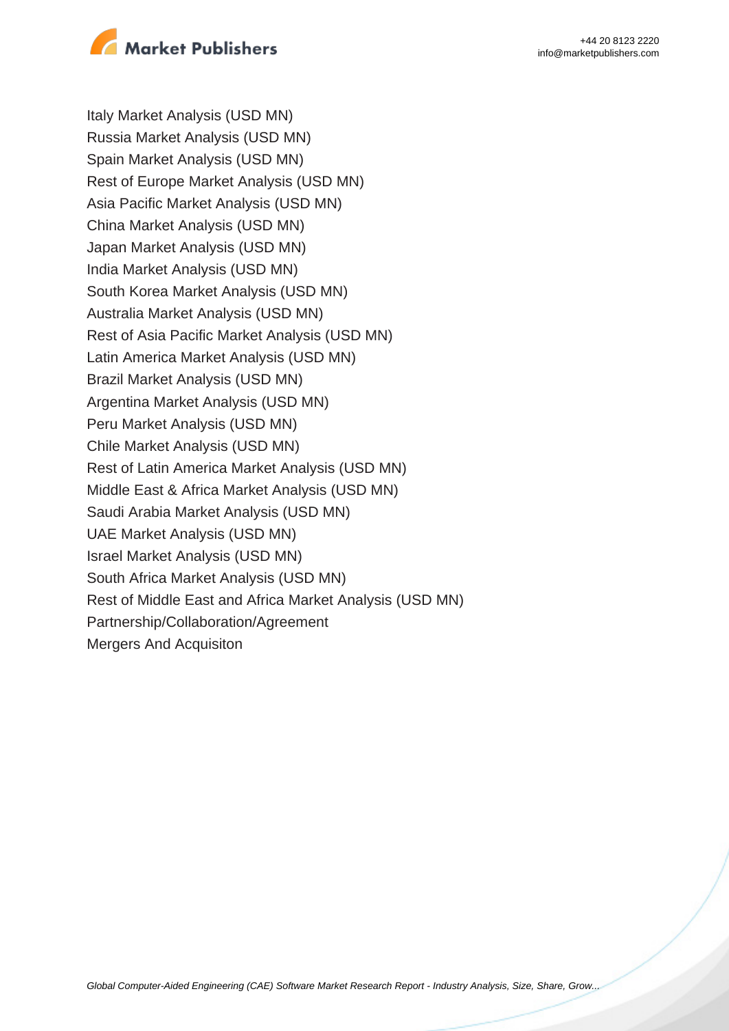Italy Market Analysis (USD MN)
Russia Market Analysis (USD MN)
Spain Market Analysis (USD MN)
Rest of Europe Market Analysis (USD MN)
Asia Pacific Market Analysis (USD MN)
China Market Analysis (USD MN)
Japan Market Analysis (USD MN)
India Market Analysis (USD MN)
South Korea Market Analysis (USD MN)
Australia Market Analysis (USD MN)
Rest of Asia Pacific Market Analysis (USD MN)
Latin America Market Analysis (USD MN)
Brazil Market Analysis (USD MN)
Argentina Market Analysis (USD MN)
Peru Market Analysis (USD MN)
Chile Market Analysis (USD MN)
Rest of Latin America Market Analysis (USD MN)
Middle East & Africa Market Analysis (USD MN)
Saudi Arabia Market Analysis (USD MN)
UAE Market Analysis (USD MN)
Israel Market Analysis (USD MN)
South Africa Market Analysis (USD MN)
Rest of Middle East and Africa Market Analysis (USD MN)
Partnership/Collaboration/Agreement
Mergers And Acquisiton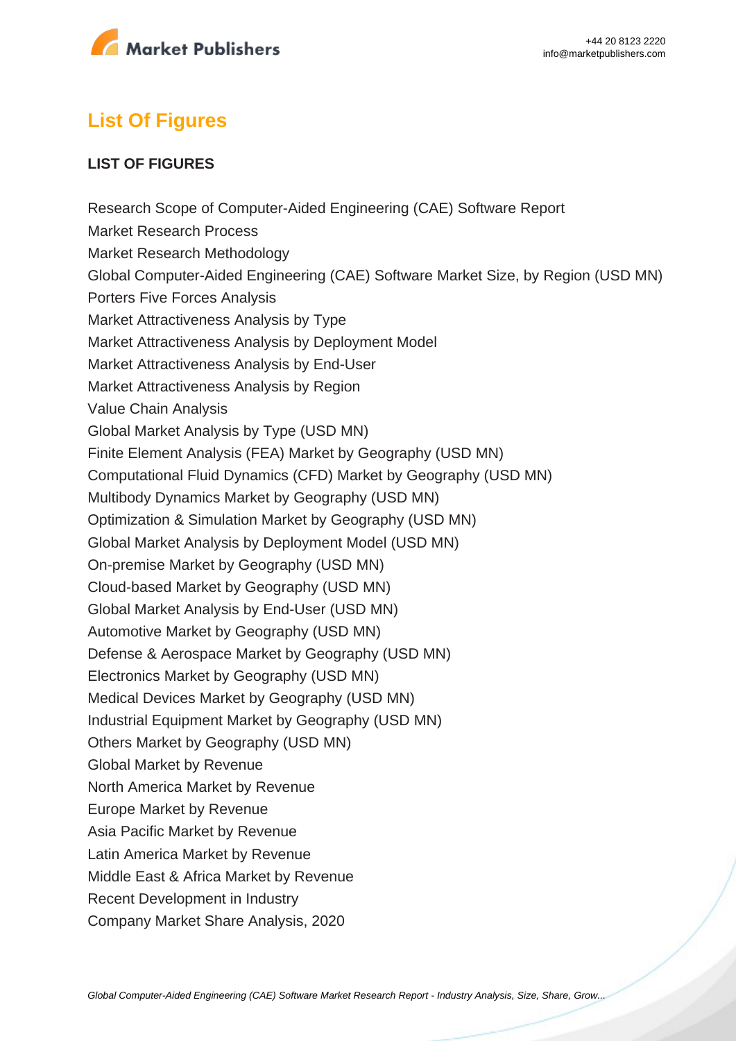## List Of Figures

**LIST OF FIGURES**

Research Scope of Computer-Aided Engineering (CAE) Software Report
Market Research Process
Market Research Methodology
Global Computer-Aided Engineering (CAE) Software Market Size, by Region (USD MN)
Porters Five Forces Analysis
Market Attractiveness Analysis by Type
Market Attractiveness Analysis by Deployment Model
Market Attractiveness Analysis by End-User
Market Attractiveness Analysis by Region
Value Chain Analysis
Global Market Analysis by Type (USD MN)
Finite Element Analysis (FEA) Market by Geography (USD MN)
Computational Fluid Dynamics (CFD) Market by Geography (USD MN)
Multibody Dynamics Market by Geography (USD MN)
Optimization & Simulation Market by Geography (USD MN)
Global Market Analysis by Deployment Model (USD MN)
On-premise Market by Geography (USD MN)
Cloud-based Market by Geography (USD MN)
Global Market Analysis by End-User (USD MN)
Automotive Market by Geography (USD MN)
Defense & Aerospace Market by Geography (USD MN)
Electronics Market by Geography (USD MN)
Medical Devices Market by Geography (USD MN)
Industrial Equipment Market by Geography (USD MN)
Others Market by Geography (USD MN)
Global Market by Revenue
North America Market by Revenue
Europe Market by Revenue
Asia Pacific Market by Revenue
Latin America Market by Revenue
Middle East & Africa Market by Revenue
Recent Development in Industry
Company Market Share Analysis, 2020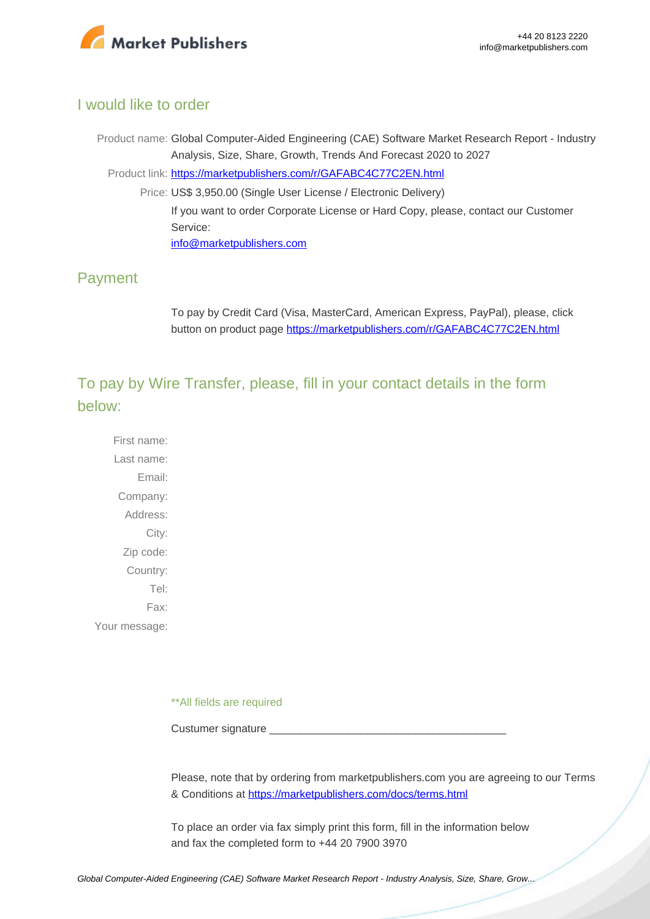## I would like to order

Product name: Global Computer-Aided Engineering (CAE) Software Market Research Report - Industry Analysis, Size, Share, Growth, Trends And Forecast 2020 to 2027

Product link: [https://marketpublishers.com/r/GAFABC4C77C2EN.html](https://marketpublishers.com/r/GAFABC4C77C2EN.html)

Price: US$ 3,950.00 (Single User License / Electronic Delivery)

If you want to order Corporate License or Hard Copy, please, contact our Customer Service:

[info@marketpublishers.com](mailto:info@marketpublishers.com)

## Payment

To pay by Credit Card (Visa, MasterCard, American Express, PayPal), please, click button on product page [https://marketpublishers.com/r/GAFABC4C77C2EN.html](https://marketpublishers.com/r/GAFABC4C77C2EN.html)

## To pay by Wire Transfer, please, fill in your contact details in the form below:

First name:

Last name:

Email:

Company:

Address:

City:

Zip code:

Country:

Tel:

Fax:

Your message:

**All fields are required

Custumer signature _______________________________________

Please, note that by ordering from marketpublishers.com you are agreeing to our Terms & Conditions at [https://marketpublishers.com/docs/terms.html](https://marketpublishers.com/docs/terms.html)

To place an order via fax simply print this form, fill in the information below and fax the completed form to +44 20 7900 3970